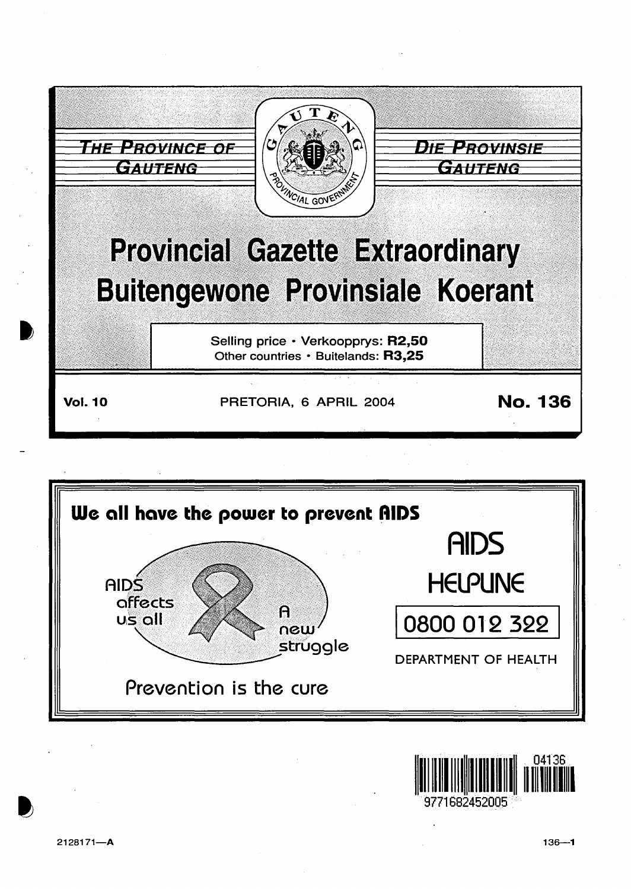THE PROVINCE OF GAUTENG

DIE PROVINSIE GAUTENG

# Provincial Gazette Extraordinary
# Buitengewone Provinsiale Koerant

Selling price • Verkoopprys: **R2,50**
Other countries • Buitelands: **R3,25**

**Vol. 10** PRETORIA, 6 APRIL 2004 **No. 136**

**We all have the power to prevent AIDS**

AIDS affects us all

A new struggle

Prevention is the cure

AIDS HELPLINE

0800 012 322

DEPARTMENT OF HEALTH

2128171—A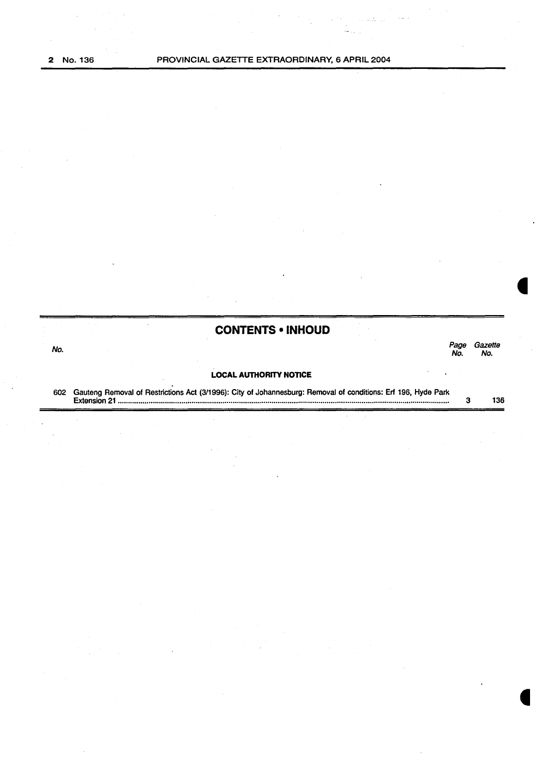## CONTENTS • INHOUD

| No. | | Page No. | Gazette No. |
|---|---|---|---|
| | **LOCAL AUTHORITY NOTICE** | | |
| 602 | Gauteng Removal of Restrictions Act (3/1996): City of Johannesburg: Removal of conditions: Erf 196, Hyde Park Extension 21 | 3 | 136 |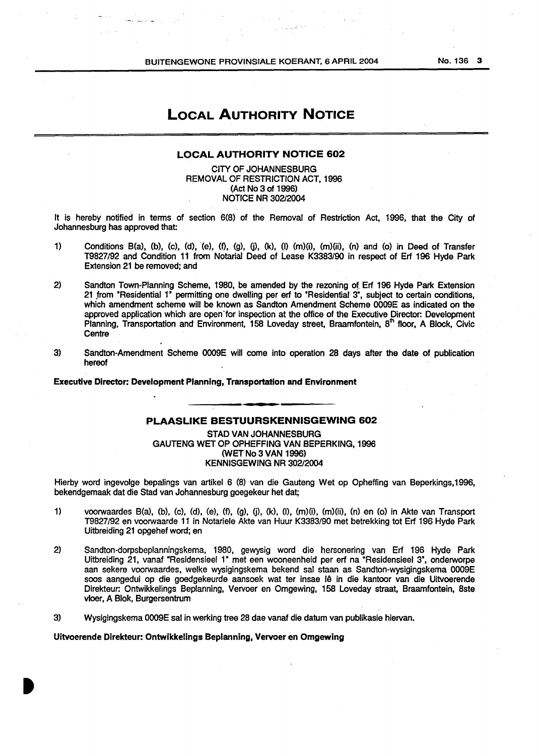# LOCAL AUTHORITY NOTICE

## LOCAL AUTHORITY NOTICE 602

CITY OF JOHANNESBURG
REMOVAL OF RESTRICTION ACT, 1996
(Act No 3 of 1996)
NOTICE NR 302/2004

It is hereby notified in terms of section 6(8) of the Removal of Restriction Act, 1996, that the City of Johannesburg has approved that:

1) Conditions B(a), (b), (c), (d), (e), (f), (g), (j), (k), (l) (m)(i), (m)(ii), (n) and (o) in Deed of Transfer T9827/92 and Condition 11 from Notarial Deed of Lease K3383/90 in respect of Erf 196 Hyde Park Extension 21 be removed; and

2) Sandton Town-Planning Scheme, 1980, be amended by the rezoning of Erf 196 Hyde Park Extension 21 from "Residential 1" permitting one dwelling per erf to "Residential 3", subject to certain conditions, which amendment scheme will be known as Sandton Amendment Scheme 0009E as indicated on the approved application which are open for inspection at the office of the Executive Director: Development Planning, Transportation and Environment, 158 Loveday street, Braamfontein, 8th floor, A Block, Civic Centre

3) Sandton-Amendment Scheme 0009E will come into operation 28 days after the date of publication hereof

**Executive Director: Development Planning, Transportation and Environment**

---

## PLAASLIKE BESTUURSKENNISGEWING 602

STAD VAN JOHANNESBURG
GAUTENG WET OP OPHEFFING VAN BEPERKING, 1996
(WET No 3 VAN 1996)
KENNISGEWING NR 302/2004

Hierby word ingevolge bepalings van artikel 6 (8) van die Gauteng Wet op Opheffing van Beperkings,1996, bekendgemaak dat die Stad van Johannesburg goegekeur het dat;

1) voorwaardes B(a), (b), (c), (d), (e), (f), (g), (j), (k), (l), (m)(i), (m)(ii), (n) en (o) in Akte van Transport T9827/92 en voorwaarde 11 in Notariele Akte van Huur K3383/90 met betrekking tot Erf 196 Hyde Park Uitbreiding 21 opgehef word; en

2) Sandton-dorpsbeplanningskema, 1980, gewysig word die hersonering van Erf 196 Hyde Park Uitbreiding 21, vanaf "Residensieel 1" met een wooneenheid per erf na "Residensieel 3", onderworpe aan sekere voorwaardes, welke wysigingskema bekend sal staan as Sandton-wysigingskema 0009E soos aangedui op die goedgekeurde aansoek wat ter insae lê in die kantoor van die Uitvoerende Direkteur: Ontwikkelings Beplanning, Vervoer en Omgewing, 158 Loveday straat, Braamfontein, 8ste vloer, A Blok, Burgersentrum

3) Wysigingskema 0009E sal in werking tree 28 dae vanaf die datum van publikasie hiervan.

**Uitvoerende Direkteur: Ontwikkelings Beplanning, Vervoer en Omgewing**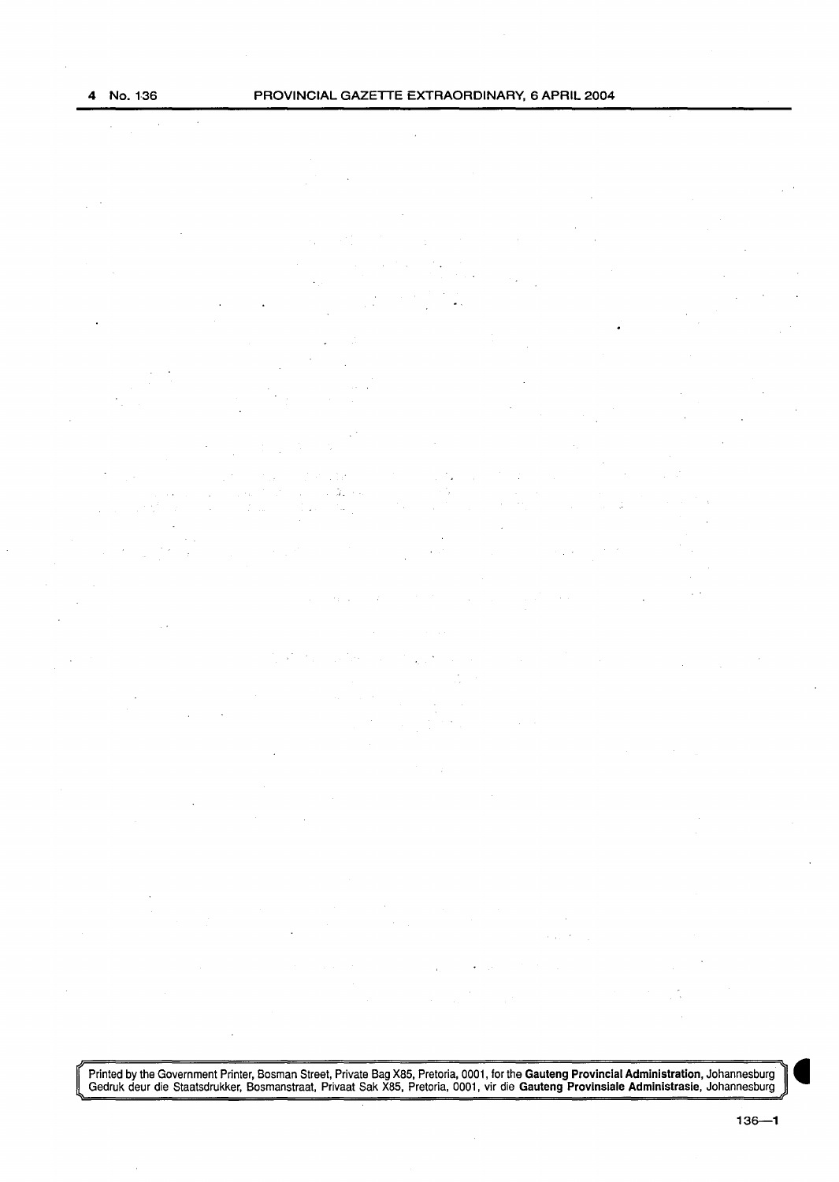Printed by the Government Printer, Bosman Street, Private Bag X85, Pretoria, 0001, for the **Gauteng Provincial Administration**, Johannesburg
Gedruk deur die Staatsdrukker, Bosmanstraat, Privaat Sak X85, Pretoria, 0001, vir die **Gauteng Provinsiale Administrasie**, Johannesburg

136—1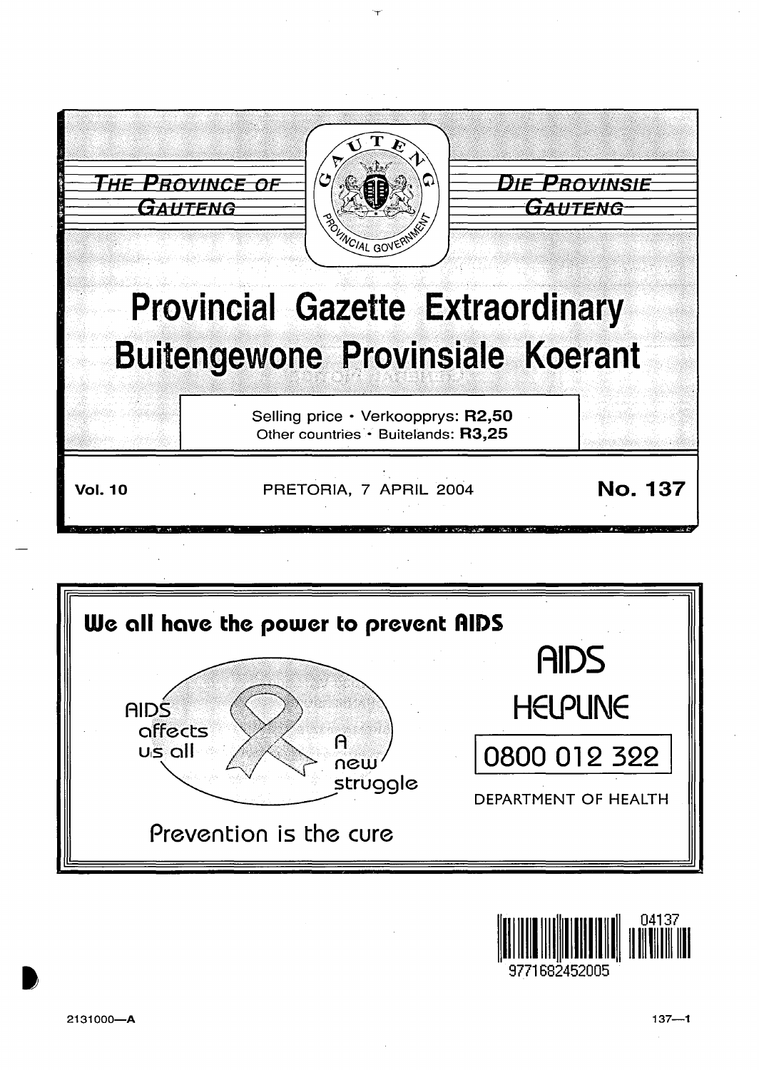THE PROVINCE OF GAUTENG

DIE PROVINSIE GAUTENG

# Provincial Gazette Extraordinary

# Buitengewone Provinsiale Koerant

Selling price • Verkoopprys: **R2,50**
Other countries • Buitelands: **R3,25**

**Vol. 10** PRETORIA, 7 APRIL 2004 **No. 137**

**We all have the power to prevent AIDS**

AIDS affects us all

A new struggle

Prevention is the cure

AIDS

HELPLINE

0800 012 322

DEPARTMENT OF HEALTH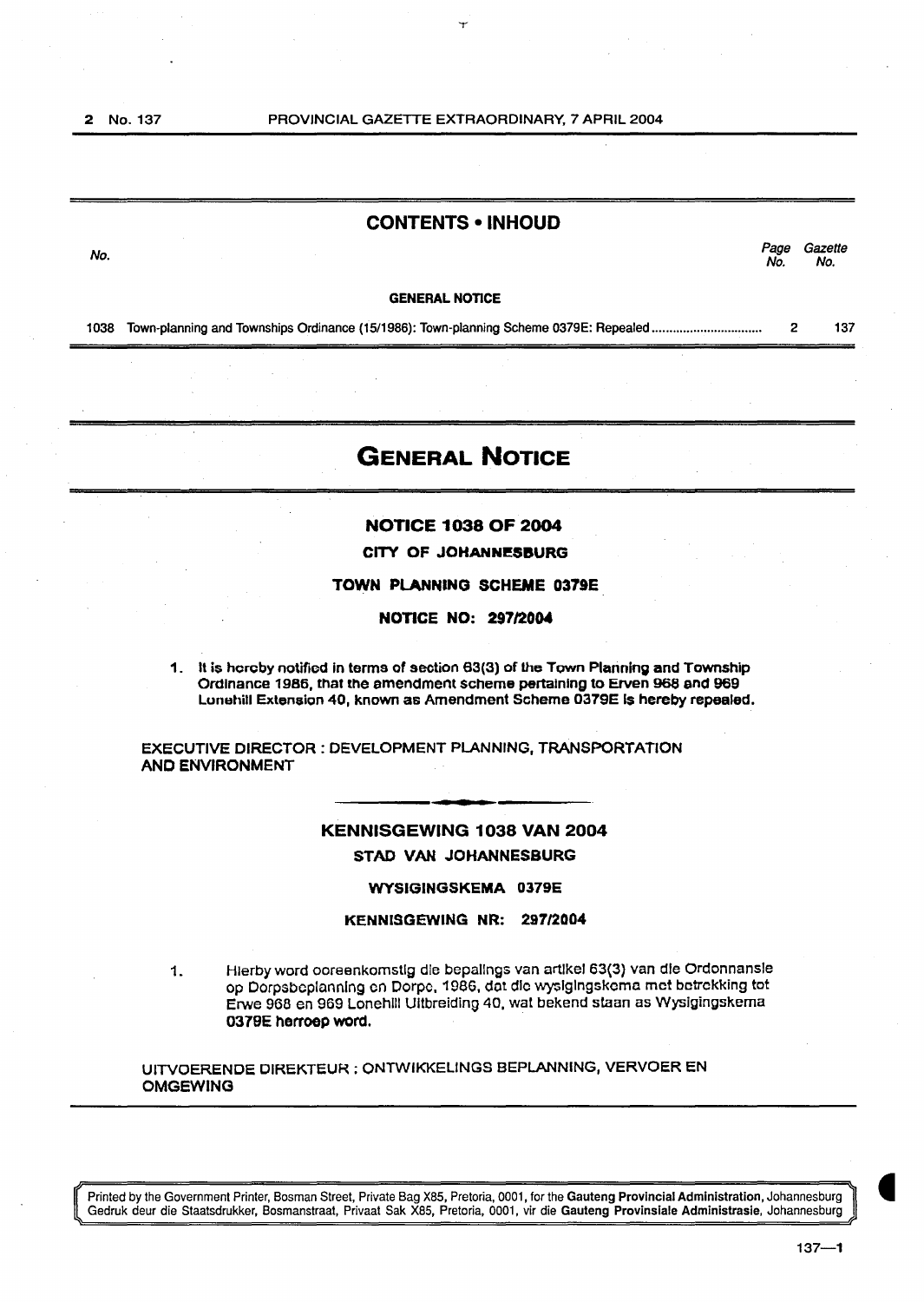## CONTENTS • INHOUD

| No. | | Page No. | Gazette No. |
|---|---|---|---|
| | **GENERAL NOTICE** | | |
| 1038 | Town-planning and Townships Ordinance (15/1986): Town-planning Scheme 0379E: Repealed ............................... | 2 | 137 |

# GENERAL NOTICE

### NOTICE 1038 OF 2004

**CITY OF JOHANNESBURG**

**TOWN PLANNING SCHEME 0379E**

**NOTICE NO: 297/2004**

1. **It is hereby notified in terms of section 63(3) of the Town Planning and Township Ordinance 1986, that the amendment scheme pertaining to Erven 968 and 969 Lonehill Extension 40, known as Amendment Scheme 0379E is hereby repealed.**

EXECUTIVE DIRECTOR : DEVELOPMENT PLANNING, TRANSPORTATION AND ENVIRONMENT

### KENNISGEWING 1038 VAN 2004

**STAD VAN JOHANNESBURG**

**WYSIGINGSKEMA 0379E**

**KENNISGEWING NR: 297/2004**

1. Hierby word ooreenkomstig die bepalings van artikel 63(3) van die Ordonnansie op Dorpsbeplanning en Dorpe, 1986, dat die wysigingskema met betrekking tot Erwe 968 en 969 Lonehill Uitbreiding 40, wat bekend staan as Wysigingskema **0379E herroep word.**

UITVOERENDE DIREKTEUR : ONTWIKKELINGS BEPLANNING, VERVOER EN OMGEWING

Printed by the Government Printer, Bosman Street, Private Bag X85, Pretoria, 0001, for the **Gauteng Provincial Administration**, Johannesburg
Gedruk deur die Staatsdrukker, Bosmanstraat, Privaat Sak X85, Pretoria, 0001, vir die **Gauteng Provinsiale Administrasie**, Johannesburg